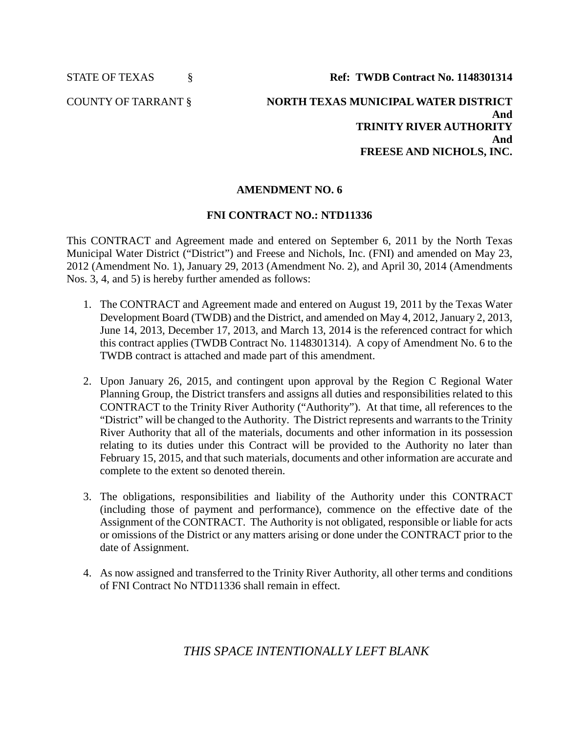STATE OF TEXAS §

COUNTY OF TARRANT §

**Ref: TWDB Contract No. 1148301314**

**NORTH TEXAS MUNICIPAL WATER DISTRICT**
**And**
**TRINITY RIVER AUTHORITY**
**And**
**FREESE AND NICHOLS, INC.**

**AMENDMENT NO. 6**

**FNI CONTRACT NO.: NTD11336**

This CONTRACT and Agreement made and entered on September 6, 2011 by the North Texas Municipal Water District ("District") and Freese and Nichols, Inc. (FNI) and amended on May 23, 2012 (Amendment No. 1), January 29, 2013 (Amendment No. 2), and April 30, 2014 (Amendments Nos. 3, 4, and 5) is hereby further amended as follows:

1. The CONTRACT and Agreement made and entered on August 19, 2011 by the Texas Water Development Board (TWDB) and the District, and amended on May 4, 2012, January 2, 2013, June 14, 2013, December 17, 2013, and March 13, 2014 is the referenced contract for which this contract applies (TWDB Contract No. 1148301314). A copy of Amendment No. 6 to the TWDB contract is attached and made part of this amendment.

2. Upon January 26, 2015, and contingent upon approval by the Region C Regional Water Planning Group, the District transfers and assigns all duties and responsibilities related to this CONTRACT to the Trinity River Authority ("Authority"). At that time, all references to the "District" will be changed to the Authority. The District represents and warrants to the Trinity River Authority that all of the materials, documents and other information in its possession relating to its duties under this Contract will be provided to the Authority no later than February 15, 2015, and that such materials, documents and other information are accurate and complete to the extent so denoted therein.

3. The obligations, responsibilities and liability of the Authority under this CONTRACT (including those of payment and performance), commence on the effective date of the Assignment of the CONTRACT. The Authority is not obligated, responsible or liable for acts or omissions of the District or any matters arising or done under the CONTRACT prior to the date of Assignment.

4. As now assigned and transferred to the Trinity River Authority, all other terms and conditions of FNI Contract No NTD11336 shall remain in effect.

*THIS SPACE INTENTIONALLY LEFT BLANK*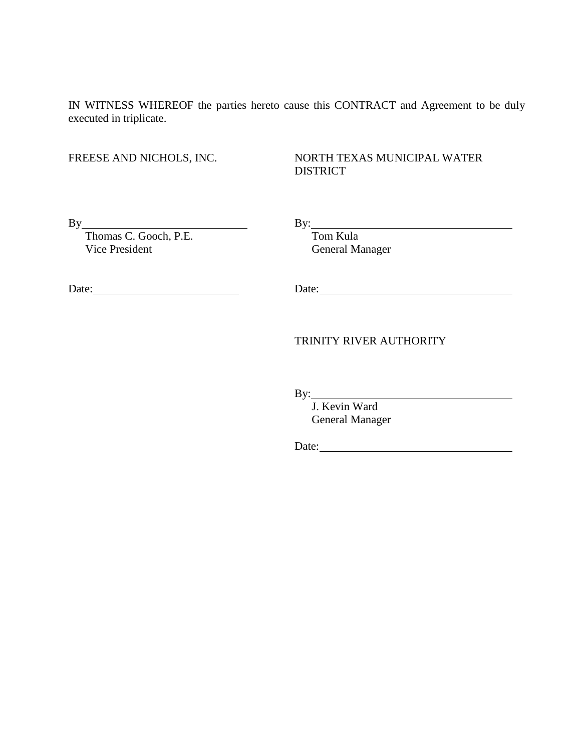IN WITNESS WHEREOF the parties hereto cause this CONTRACT and Agreement to be duly executed in triplicate.

FREESE AND NICHOLS, INC.

By\_\_\_\_\_\_\_\_\_\_\_\_\_\_\_\_\_\_\_\_\_\_\_\_\_\_\_\_\_\_
Thomas C. Gooch, P.E.
Vice President

Date:\_\_\_\_\_\_\_\_\_\_\_\_\_\_\_\_\_\_\_\_\_\_\_\_\_\_

NORTH TEXAS MUNICIPAL WATER DISTRICT

By:\_\_\_\_\_\_\_\_\_\_\_\_\_\_\_\_\_\_\_\_\_\_\_\_\_\_\_\_\_\_\_\_\_\_\_\_
Tom Kula
General Manager

Date:\_\_\_\_\_\_\_\_\_\_\_\_\_\_\_\_\_\_\_\_\_\_\_\_\_\_\_\_\_\_\_\_\_\_\_

TRINITY RIVER AUTHORITY

By:\_\_\_\_\_\_\_\_\_\_\_\_\_\_\_\_\_\_\_\_\_\_\_\_\_\_\_\_\_\_\_\_\_\_\_\_
J. Kevin Ward
General Manager

Date:\_\_\_\_\_\_\_\_\_\_\_\_\_\_\_\_\_\_\_\_\_\_\_\_\_\_\_\_\_\_\_\_\_\_\_